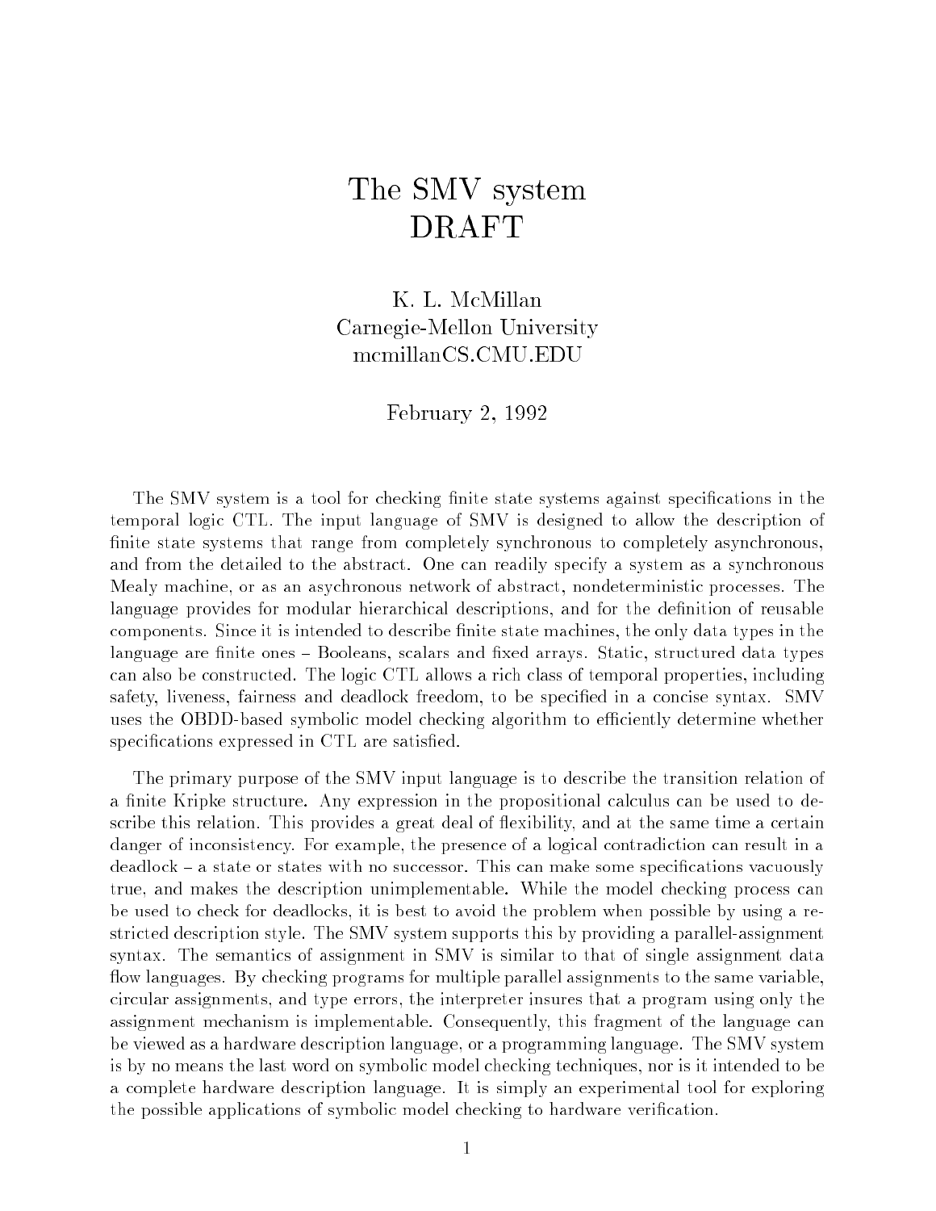# The SMV system
# DRAFT

K. L. McMillan
Carnegie-Mellon University
mcmillanCS.CMU.EDU

February 2, 1992

The SMV system is a tool for checking finite state systems against specifications in the temporal logic CTL. The input language of SMV is designed to allow the description of finite state systems that range from completely synchronous to completely asynchronous, and from the detailed to the abstract. One can readily specify a system as a synchronous Mealy machine, or as an asychronous network of abstract, nondeterministic processes. The language provides for modular hierarchical descriptions, and for the definition of reusable components. Since it is intended to describe finite state machines, the only data types in the language are finite ones – Booleans, scalars and fixed arrays. Static, structured data types can also be constructed. The logic CTL allows a rich class of temporal properties, including safety, liveness, fairness and deadlock freedom, to be specified in a concise syntax. SMV uses the OBDD-based symbolic model checking algorithm to efficiently determine whether specifications expressed in CTL are satisfied.

The primary purpose of the SMV input language is to describe the transition relation of a finite Kripke structure. Any expression in the propositional calculus can be used to describe this relation. This provides a great deal of flexibility, and at the same time a certain danger of inconsistency. For example, the presence of a logical contradiction can result in a deadlock – a state or states with no successor. This can make some specifications vacuously true, and makes the description unimplementable. While the model checking process can be used to check for deadlocks, it is best to avoid the problem when possible by using a restricted description style. The SMV system supports this by providing a parallel-assignment syntax. The semantics of assignment in SMV is similar to that of single assignment data flow languages. By checking programs for multiple parallel assignments to the same variable, circular assignments, and type errors, the interpreter insures that a program using only the assignment mechanism is implementable. Consequently, this fragment of the language can be viewed as a hardware description language, or a programming language. The SMV system is by no means the last word on symbolic model checking techniques, nor is it intended to be a complete hardware description language. It is simply an experimental tool for exploring the possible applications of symbolic model checking to hardware verification.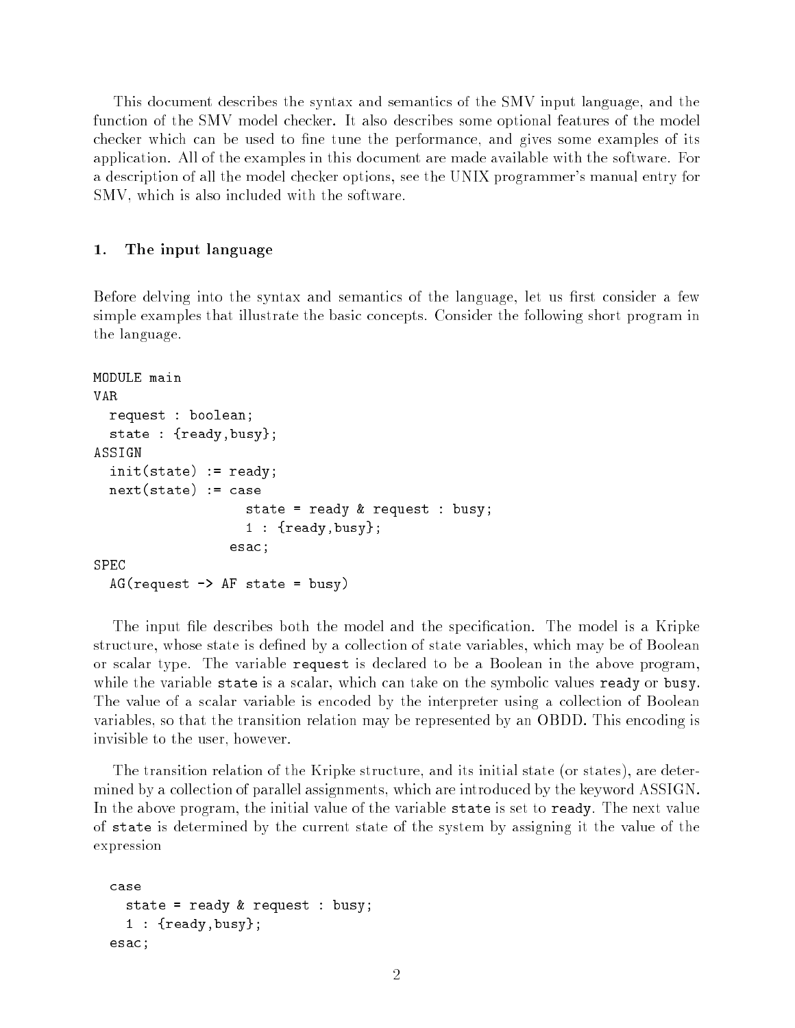This document describes the syntax and semantics of the SMV input language, and the function of the SMV model checker. It also describes some optional features of the model checker which can be used to fine tune the performance, and gives some examples of its application. All of the examples in this document are made available with the software. For a description of all the model checker options, see the UNIX programmer's manual entry for SMV, which is also included with the software.

## 1. The input language

Before delving into the syntax and semantics of the language, let us first consider a few simple examples that illustrate the basic concepts. Consider the following short program in the language.

```
MODULE main
VAR
  request : boolean;
  state : {ready,busy};
ASSIGN
  init(state) := ready;
  next(state) := case
                   state = ready & request : busy;
                   1 : {ready,busy};
                 esac;
SPEC
  AG(request -> AF state = busy)
```

The input file describes both the model and the specification. The model is a Kripke structure, whose state is defined by a collection of state variables, which may be of Boolean or scalar type. The variable `request` is declared to be a Boolean in the above program, while the variable `state` is a scalar, which can take on the symbolic values `ready` or `busy`. The value of a scalar variable is encoded by the interpreter using a collection of Boolean variables, so that the transition relation may be represented by an OBDD. This encoding is invisible to the user, however.

The transition relation of the Kripke structure, and its initial state (or states), are determined by a collection of parallel assignments, which are introduced by the keyword ASSIGN. In the above program, the initial value of the variable `state` is set to `ready`. The next value of `state` is determined by the current state of the system by assigning it the value of the expression

```
  case
    state = ready & request : busy;
    1 : {ready,busy};
  esac;
```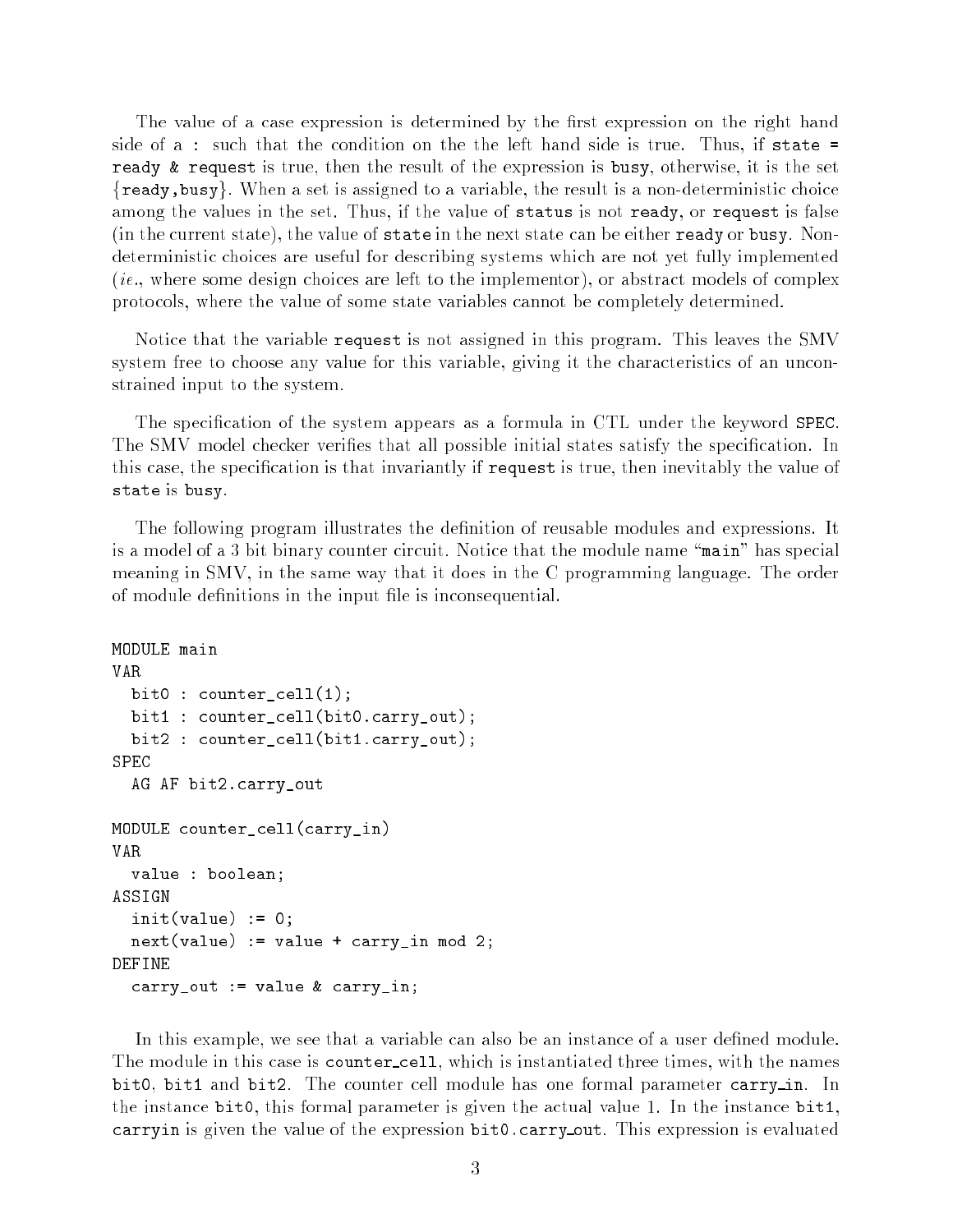The value of a case expression is determined by the first expression on the right hand side of a : such that the condition on the the left hand side is true. Thus, if `state = ready & request` is true, then the result of the expression is `busy`, otherwise, it is the set {`ready`,`busy`}. When a set is assigned to a variable, the result is a non-deterministic choice among the values in the set. Thus, if the value of `status` is not `ready`, or `request` is false (in the current state), the value of `state` in the next state can be either `ready` or `busy`. Non-deterministic choices are useful for describing systems which are not yet fully implemented (*ie.*, where some design choices are left to the implementor), or abstract models of complex protocols, where the value of some state variables cannot be completely determined.

Notice that the variable `request` is not assigned in this program. This leaves the SMV system free to choose any value for this variable, giving it the characteristics of an unconstrained input to the system.

The specification of the system appears as a formula in CTL under the keyword `SPEC`. The SMV model checker verifies that all possible initial states satisfy the specification. In this case, the specification is that invariantly if `request` is true, then inevitably the value of `state` is `busy`.

The following program illustrates the definition of reusable modules and expressions. It is a model of a 3 bit binary counter circuit. Notice that the module name "`main`" has special meaning in SMV, in the same way that it does in the C programming language. The order of module definitions in the input file is inconsequential.

```
MODULE main
VAR
  bit0 : counter_cell(1);
  bit1 : counter_cell(bit0.carry_out);
  bit2 : counter_cell(bit1.carry_out);
SPEC
  AG AF bit2.carry_out

MODULE counter_cell(carry_in)
VAR
  value : boolean;
ASSIGN
  init(value) := 0;
  next(value) := value + carry_in mod 2;
DEFINE
  carry_out := value & carry_in;
```

In this example, we see that a variable can also be an instance of a user defined module. The module in this case is `counter_cell`, which is instantiated three times, with the names `bit0`, `bit1` and `bit2`. The counter cell module has one formal parameter `carry_in`. In the instance `bit0`, this formal parameter is given the actual value 1. In the instance `bit1`, `carryin` is given the value of the expression `bit0.carry_out`. This expression is evaluated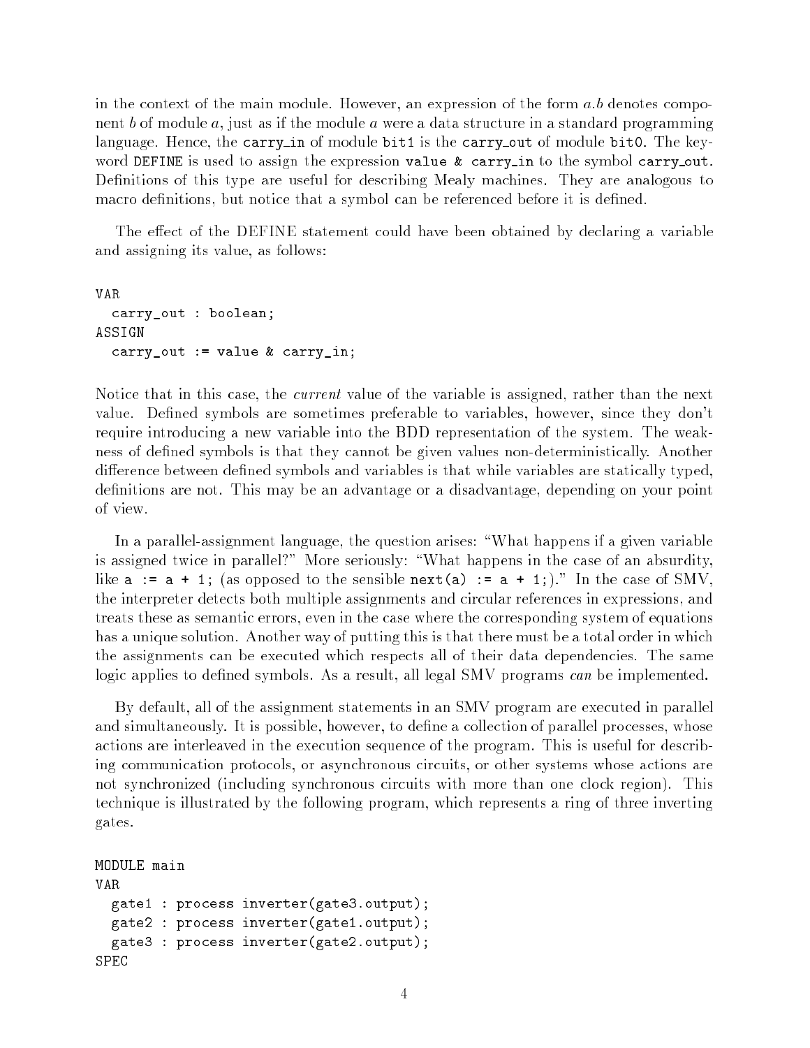in the context of the main module. However, an expression of the form $a.b$ denotes component $b$ of module $a$, just as if the module $a$ were a data structure in a standard programming language. Hence, the `carry_in` of module `bit1` is the `carry_out` of module `bit0`. The keyword `DEFINE` is used to assign the expression `value & carry_in` to the symbol `carry_out`. Definitions of this type are useful for describing Mealy machines. They are analogous to macro definitions, but notice that a symbol can be referenced before it is defined.

The effect of the DEFINE statement could have been obtained by declaring a variable and assigning its value, as follows:

```
VAR
  carry_out : boolean;
ASSIGN
  carry_out := value & carry_in;
```

Notice that in this case, the *current* value of the variable is assigned, rather than the next value. Defined symbols are sometimes preferable to variables, however, since they don't require introducing a new variable into the BDD representation of the system. The weakness of defined symbols is that they cannot be given values non-deterministically. Another difference between defined symbols and variables is that while variables are statically typed, definitions are not. This may be an advantage or a disadvantage, depending on your point of view.

In a parallel-assignment language, the question arises: "What happens if a given variable is assigned twice in parallel?" More seriously: "What happens in the case of an absurdity, like `a := a + 1;` (as opposed to the sensible `next(a) := a + 1;`)." In the case of SMV, the interpreter detects both multiple assignments and circular references in expressions, and treats these as semantic errors, even in the case where the corresponding system of equations has a unique solution. Another way of putting this is that there must be a total order in which the assignments can be executed which respects all of their data dependencies. The same logic applies to defined symbols. As a result, all legal SMV programs *can* be implemented.

By default, all of the assignment statements in an SMV program are executed in parallel and simultaneously. It is possible, however, to define a collection of parallel processes, whose actions are interleaved in the execution sequence of the program. This is useful for describing communication protocols, or asynchronous circuits, or other systems whose actions are not synchronized (including synchronous circuits with more than one clock region). This technique is illustrated by the following program, which represents a ring of three inverting gates.

```
MODULE main
VAR
  gate1 : process inverter(gate3.output);
  gate2 : process inverter(gate1.output);
  gate3 : process inverter(gate2.output);
SPEC
```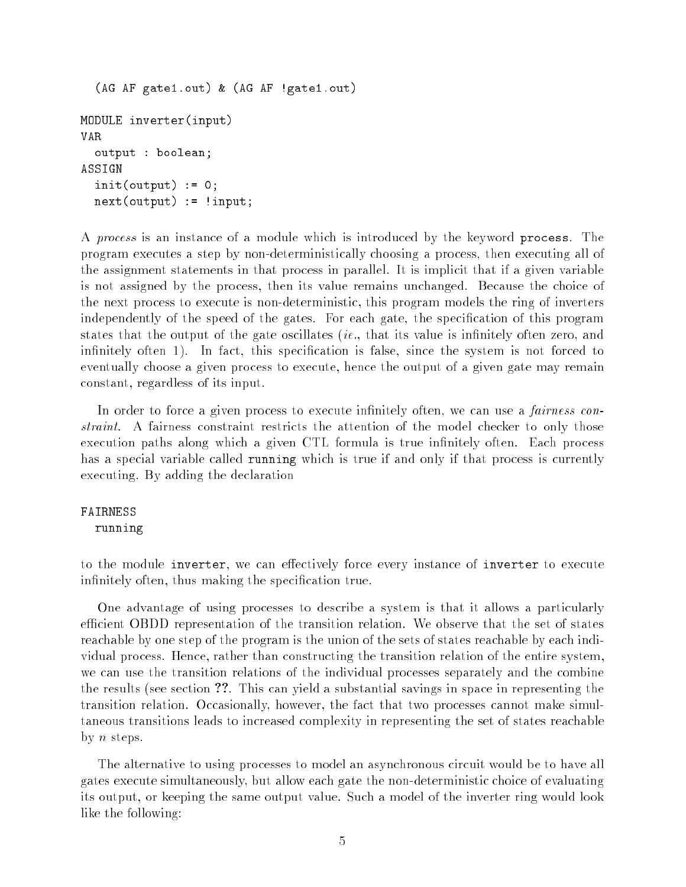```
  (AG AF gate1.out) & (AG AF !gate1.out)

MODULE inverter(input)
VAR
  output : boolean;
ASSIGN
  init(output) := 0;
  next(output) := !input;
```

A *process* is an instance of a module which is introduced by the keyword `process`. The program executes a step by non-deterministically choosing a process, then executing all of the assignment statements in that process in parallel. It is implicit that if a given variable is not assigned by the process, then its value remains unchanged. Because the choice of the next process to execute is non-deterministic, this program models the ring of inverters independently of the speed of the gates. For each gate, the specification of this program states that the output of the gate oscillates (*ie.*, that its value is infinitely often zero, and infinitely often 1). In fact, this specification is false, since the system is not forced to eventually choose a given process to execute, hence the output of a given gate may remain constant, regardless of its input.

In order to force a given process to execute infinitely often, we can use a *fairness constraint*. A fairness constraint restricts the attention of the model checker to only those execution paths along which a given CTL formula is true infinitely often. Each process has a special variable called `running` which is true if and only if that process is currently executing. By adding the declaration

```
FAIRNESS
  running
```

to the module `inverter`, we can effectively force every instance of `inverter` to execute infinitely often, thus making the specification true.

One advantage of using processes to describe a system is that it allows a particularly efficient OBDD representation of the transition relation. We observe that the set of states reachable by one step of the program is the union of the sets of states reachable by each individual process. Hence, rather than constructing the transition relation of the entire system, we can use the transition relations of the individual processes separately and the combine the results (see section **??**. This can yield a substantial savings in space in representing the transition relation. Occasionally, however, the fact that two processes cannot make simultaneous transitions leads to increased complexity in representing the set of states reachable by $n$ steps.

The alternative to using processes to model an asynchronous circuit would be to have all gates execute simultaneously, but allow each gate the non-deterministic choice of evaluating its output, or keeping the same output value. Such a model of the inverter ring would look like the following: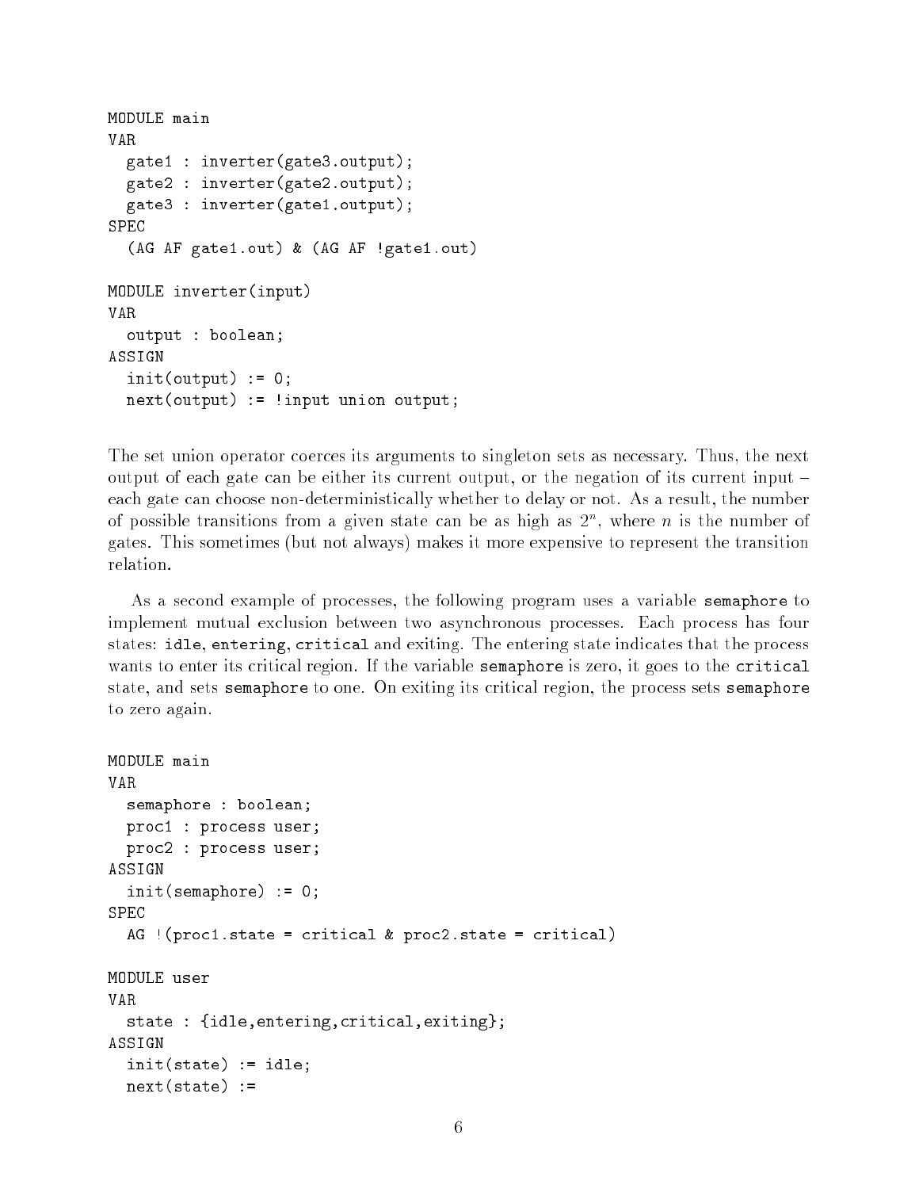```
MODULE main
VAR
  gate1 : inverter(gate3.output);
  gate2 : inverter(gate2.output);
  gate3 : inverter(gate1.output);
SPEC
  (AG AF gate1.out) & (AG AF !gate1.out)

MODULE inverter(input)
VAR
  output : boolean;
ASSIGN
  init(output) := 0;
  next(output) := !input union output;
```

The set union operator coerces its arguments to singleton sets as necessary. Thus, the next output of each gate can be either its current output, or the negation of its current input – each gate can choose non-deterministically whether to delay or not. As a result, the number of possible transitions from a given state can be as high as $2^n$, where $n$ is the number of gates. This sometimes (but not always) makes it more expensive to represent the transition relation.

As a second example of processes, the following program uses a variable `semaphore` to implement mutual exclusion between two asynchronous processes. Each process has four states: `idle`, `entering`, `critical` and `exiting`. The entering state indicates that the process wants to enter its critical region. If the variable `semaphore` is zero, it goes to the `critical` state, and sets `semaphore` to one. On exiting its critical region, the process sets `semaphore` to zero again.

```
MODULE main
VAR
  semaphore : boolean;
  proc1 : process user;
  proc2 : process user;
ASSIGN
  init(semaphore) := 0;
SPEC
  AG !(proc1.state = critical & proc2.state = critical)

MODULE user
VAR
  state : {idle,entering,critical,exiting};
ASSIGN
  init(state) := idle;
  next(state) :=
```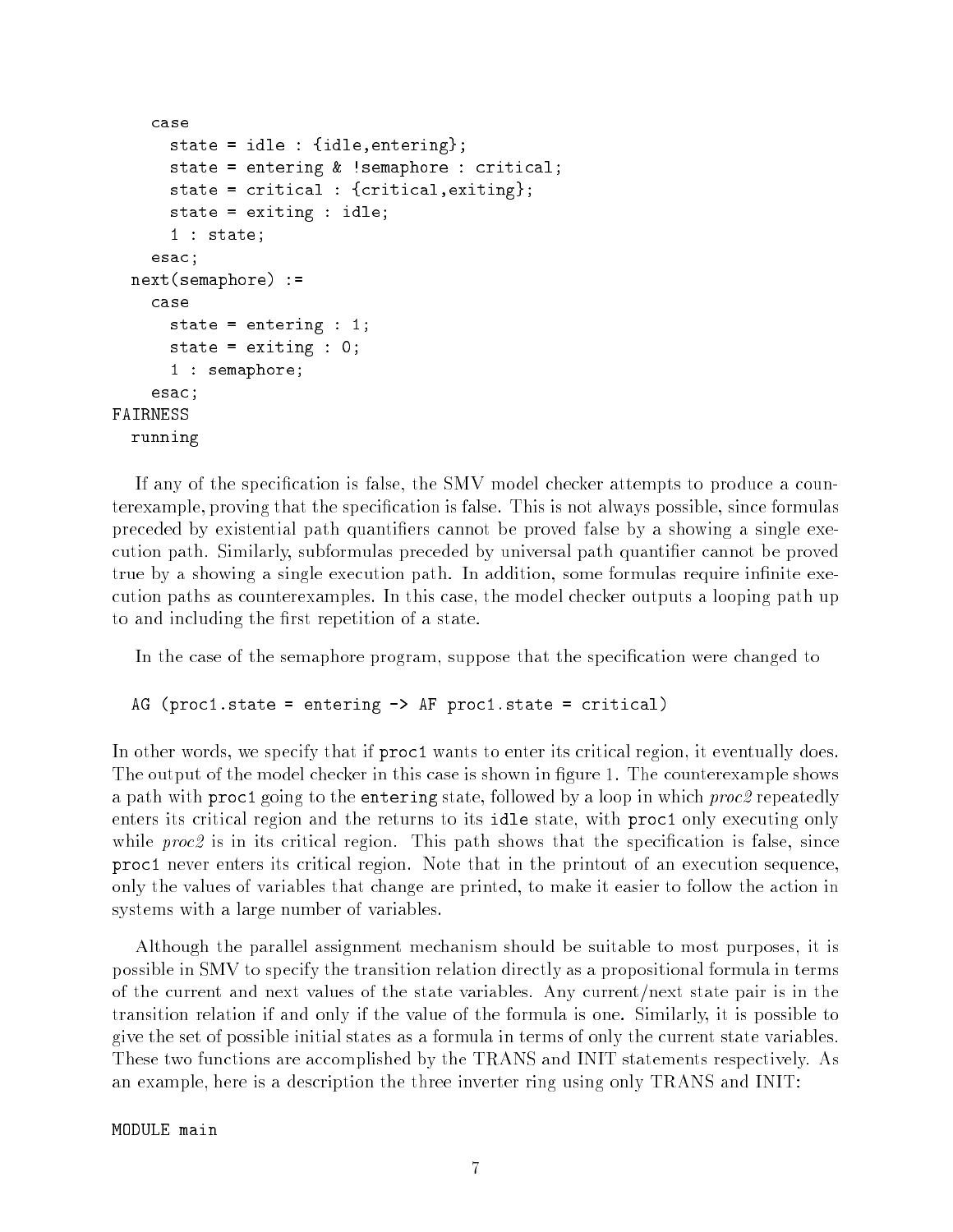```
    case
      state = idle : {idle,entering};
      state = entering & !semaphore : critical;
      state = critical : {critical,exiting};
      state = exiting : idle;
      1 : state;
    esac;
  next(semaphore) :=
    case
      state = entering : 1;
      state = exiting : 0;
      1 : semaphore;
    esac;
FAIRNESS
  running
```

If any of the specification is false, the SMV model checker attempts to produce a counterexample, proving that the specification is false. This is not always possible, since formulas preceded by existential path quantifiers cannot be proved false by a showing a single execution path. Similarly, subformulas preceded by universal path quantifier cannot be proved true by a showing a single execution path. In addition, some formulas require infinite execution paths as counterexamples. In this case, the model checker outputs a looping path up to and including the first repetition of a state.

In the case of the semaphore program, suppose that the specification were changed to

```
  AG (proc1.state = entering -> AF proc1.state = critical)
```

In other words, we specify that if `proc1` wants to enter its critical region, it eventually does. The output of the model checker in this case is shown in figure 1. The counterexample shows a path with `proc1` going to the `entering` state, followed by a loop in which *proc2* repeatedly enters its critical region and the returns to its `idle` state, with `proc1` only executing only while *proc2* is in its critical region. This path shows that the specification is false, since `proc1` never enters its critical region. Note that in the printout of an execution sequence, only the values of variables that change are printed, to make it easier to follow the action in systems with a large number of variables.

Although the parallel assignment mechanism should be suitable to most purposes, it is possible in SMV to specify the transition relation directly as a propositional formula in terms of the current and next values of the state variables. Any current/next state pair is in the transition relation if and only if the value of the formula is one. Similarly, it is possible to give the set of possible initial states as a formula in terms of only the current state variables. These two functions are accomplished by the TRANS and INIT statements respectively. As an example, here is a description the three inverter ring using only TRANS and INIT:

```
MODULE main
```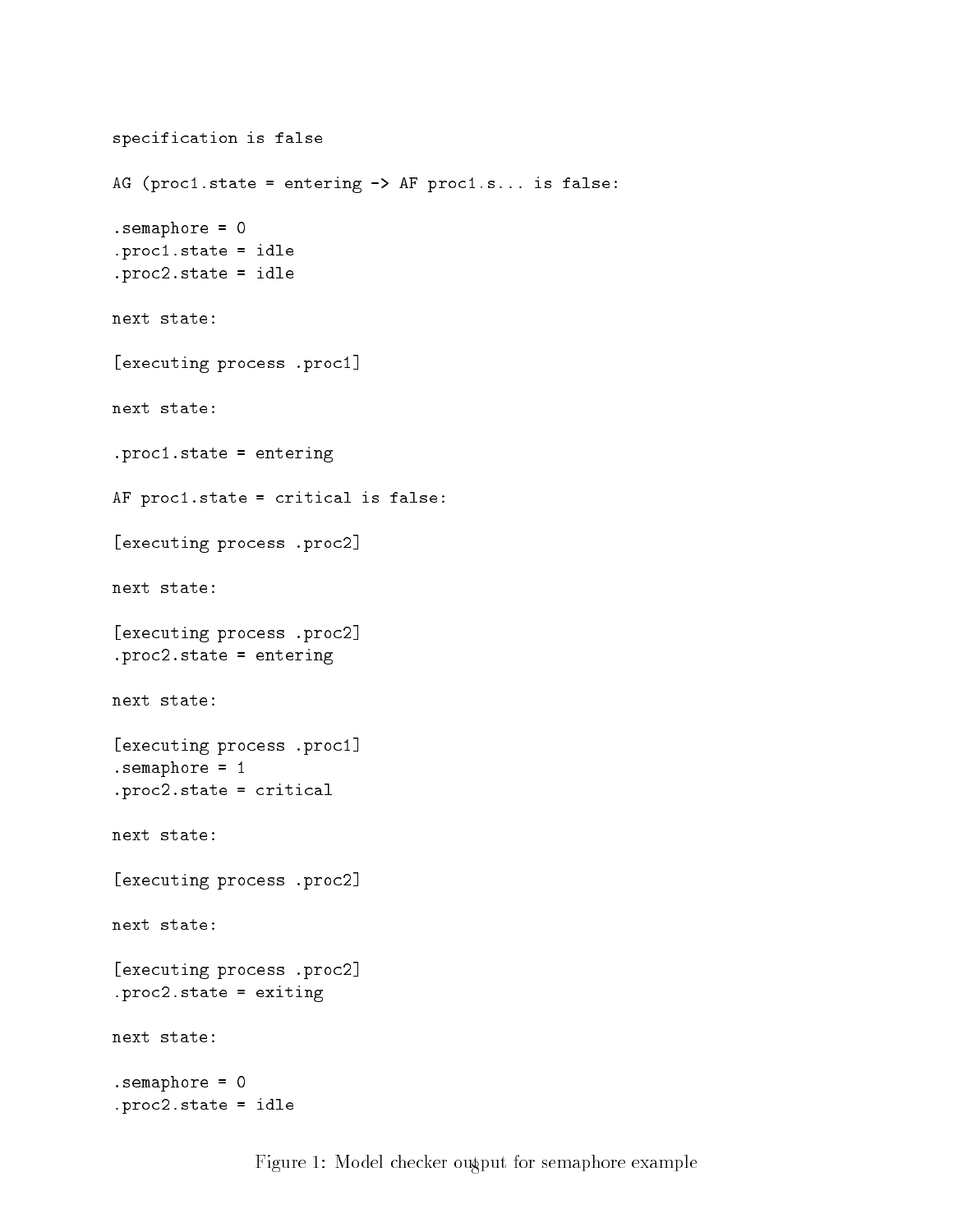```
specification is false

AG (proc1.state = entering -> AF proc1.s... is false:

.semaphore = 0
.proc1.state = idle
.proc2.state = idle

next state:

[executing process .proc1]

next state:

.proc1.state = entering

AF proc1.state = critical is false:

[executing process .proc2]

next state:

[executing process .proc2]
.proc2.state = entering

next state:

[executing process .proc1]
.semaphore = 1
.proc2.state = critical

next state:

[executing process .proc2]

next state:

[executing process .proc2]
.proc2.state = exiting

next state:

.semaphore = 0
.proc2.state = idle
```

Figure 1: Model checker output for semaphore example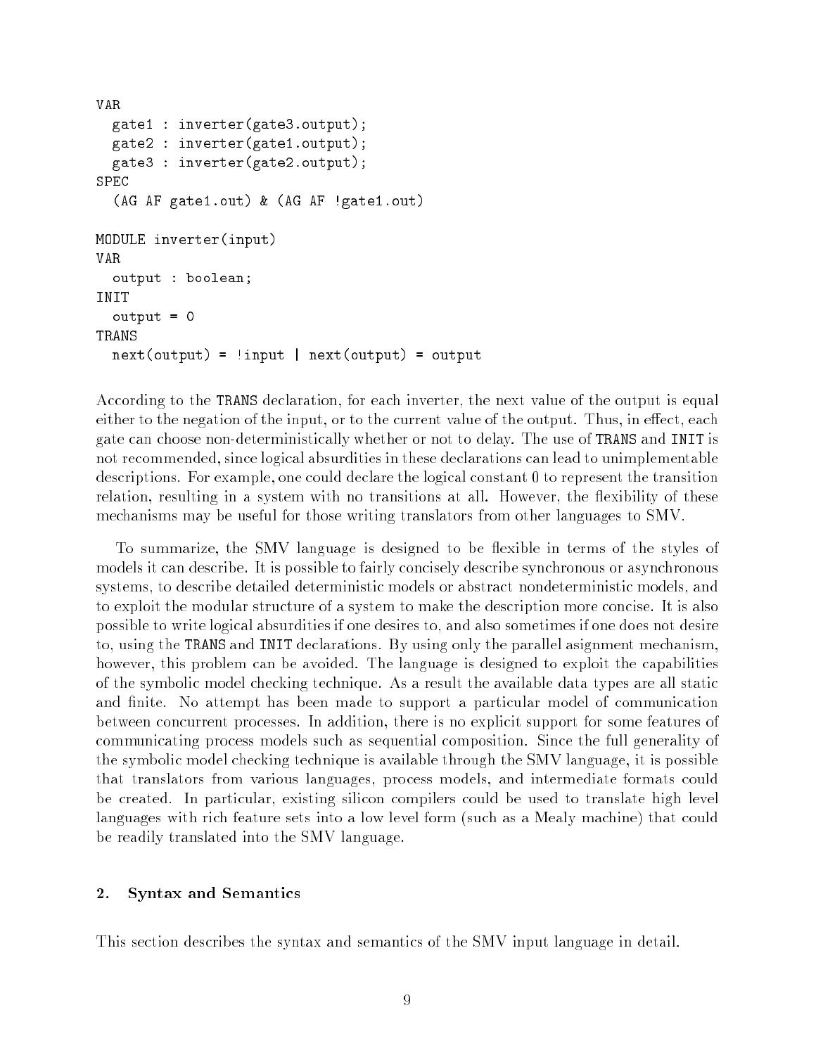```
VAR
  gate1 : inverter(gate3.output);
  gate2 : inverter(gate1.output);
  gate3 : inverter(gate2.output);
SPEC
  (AG AF gate1.out) & (AG AF !gate1.out)

MODULE inverter(input)
VAR
  output : boolean;
INIT
  output = 0
TRANS
  next(output) = !input | next(output) = output
```

According to the TRANS declaration, for each inverter, the next value of the output is equal either to the negation of the input, or to the current value of the output. Thus, in effect, each gate can choose non-deterministically whether or not to delay. The use of TRANS and INIT is not recommended, since logical absurdities in these declarations can lead to unimplementable descriptions. For example, one could declare the logical constant 0 to represent the transition relation, resulting in a system with no transitions at all. However, the flexibility of these mechanisms may be useful for those writing translators from other languages to SMV.

To summarize, the SMV language is designed to be flexible in terms of the styles of models it can describe. It is possible to fairly concisely describe synchronous or asynchronous systems, to describe detailed deterministic models or abstract nondeterministic models, and to exploit the modular structure of a system to make the description more concise. It is also possible to write logical absurdities if one desires to, and also sometimes if one does not desire to, using the TRANS and INIT declarations. By using only the parallel asignment mechanism, however, this problem can be avoided. The language is designed to exploit the capabilities of the symbolic model checking technique. As a result the available data types are all static and finite. No attempt has been made to support a particular model of communication between concurrent processes. In addition, there is no explicit support for some features of communicating process models such as sequential composition. Since the full generality of the symbolic model checking technique is available through the SMV language, it is possible that translators from various languages, process models, and intermediate formats could be created. In particular, existing silicon compilers could be used to translate high level languages with rich feature sets into a low level form (such as a Mealy machine) that could be readily translated into the SMV language.

## 2. Syntax and Semantics

This section describes the syntax and semantics of the SMV input language in detail.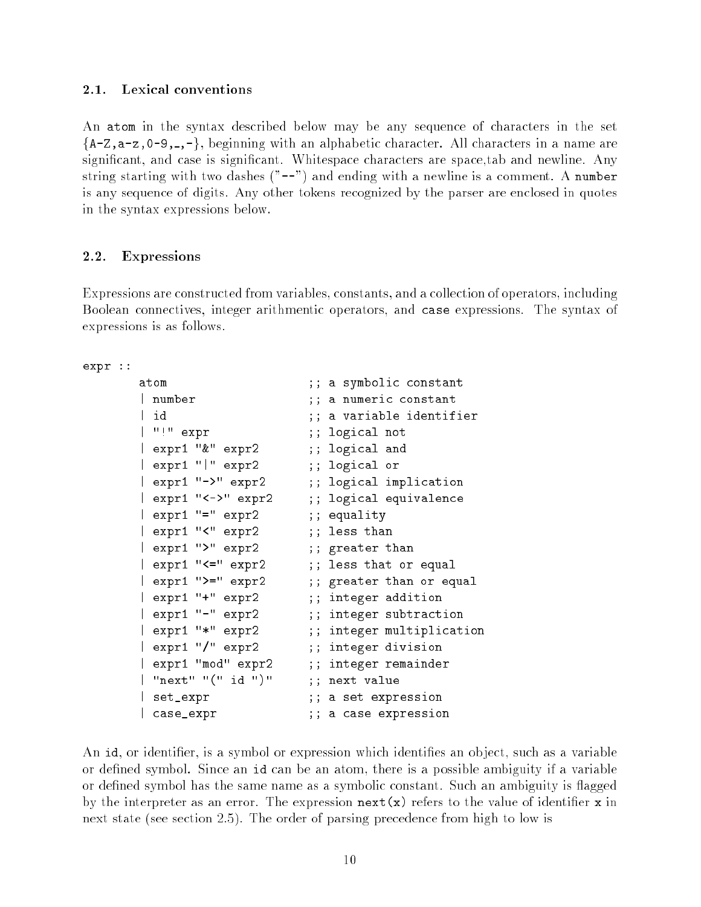### 2.1. Lexical conventions

An `atom` in the syntax described below may be any sequence of characters in the set {A-Z,a-z,0-9,_,-}, beginning with an alphabetic character. All characters in a name are significant, and case is significant. Whitespace characters are space,tab and newline. Any string starting with two dashes ("--") and ending with a newline is a comment. A `number` is any sequence of digits. Any other tokens recognized by the parser are enclosed in quotes in the syntax expressions below.

### 2.2. Expressions

Expressions are constructed from variables, constants, and a collection of operators, including Boolean connectives, integer arithmentic operators, and `case` expressions. The syntax of expressions is as follows.

```
expr ::
        atom                    ;; a symbolic constant
        | number                ;; a numeric constant
        | id                    ;; a variable identifier
        | "!" expr              ;; logical not
        | expr1 "&" expr2       ;; logical and
        | expr1 "|" expr2       ;; logical or
        | expr1 "->" expr2      ;; logical implication
        | expr1 "<->" expr2     ;; logical equivalence
        | expr1 "=" expr2       ;; equality
        | expr1 "<" expr2       ;; less than
        | expr1 ">" expr2       ;; greater than
        | expr1 "<=" expr2      ;; less that or equal
        | expr1 ">=" expr2      ;; greater than or equal
        | expr1 "+" expr2       ;; integer addition
        | expr1 "-" expr2       ;; integer subtraction
        | expr1 "*" expr2       ;; integer multiplication
        | expr1 "/" expr2       ;; integer division
        | expr1 "mod" expr2     ;; integer remainder
        | "next" "(" id ")"     ;; next value
        | set_expr              ;; a set expression
        | case_expr             ;; a case expression
```

An `id`, or identifier, is a symbol or expression which identifies an object, such as a variable or defined symbol. Since an `id` can be an atom, there is a possible ambiguity if a variable or defined symbol has the same name as a symbolic constant. Such an ambiguity is flagged by the interpreter as an error. The expression `next(x)` refers to the value of identifier `x` in next state (see section 2.5). The order of parsing precedence from high to low is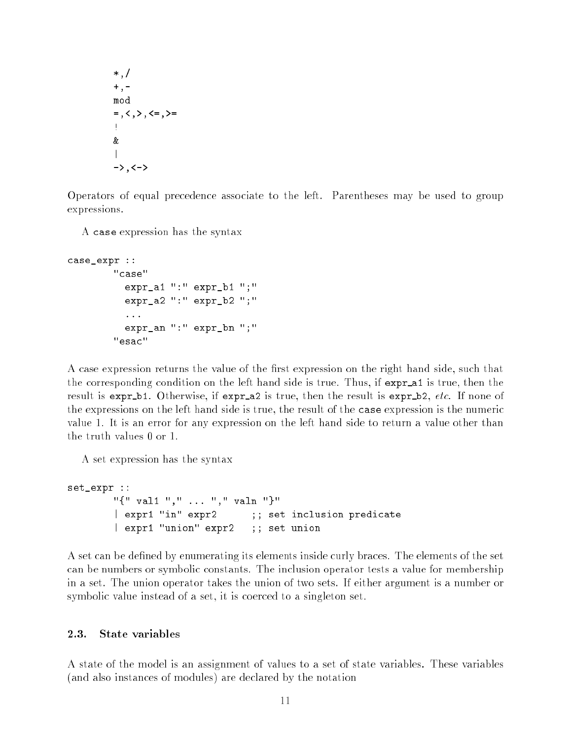```
*,/
+,-
mod
=,<,>,<=,>=
!
&
|
->,<->
```

Operators of equal precedence associate to the left. Parentheses may be used to group expressions.

A `case` expression has the syntax

```
case_expr ::
        "case"
          expr_a1 ":" expr_b1 ";"
          expr_a2 ":" expr_b2 ";"
          ...
          expr_an ":" expr_bn ";"
        "esac"
```

A case expression returns the value of the first expression on the right hand side, such that the corresponding condition on the left hand side is true. Thus, if `expr_a1` is true, then the result is `expr_b1`. Otherwise, if `expr_a2` is true, then the result is `expr_b2`, *etc.* If none of the expressions on the left hand side is true, the result of the `case` expression is the numeric value 1. It is an error for any expression on the left hand side to return a value other than the truth values 0 or 1.

A set expression has the syntax

```
set_expr ::
        "{" val1 "," ... "," valn "}"
        | expr1 "in" expr2      ;; set inclusion predicate
        | expr1 "union" expr2   ;; set union
```

A set can be defined by enumerating its elements inside curly braces. The elements of the set can be numbers or symbolic constants. The inclusion operator tests a value for membership in a set. The union operator takes the union of two sets. If either argument is a number or symbolic value instead of a set, it is coerced to a singleton set.

## 2.3. State variables

A state of the model is an assignment of values to a set of state variables. These variables (and also instances of modules) are declared by the notation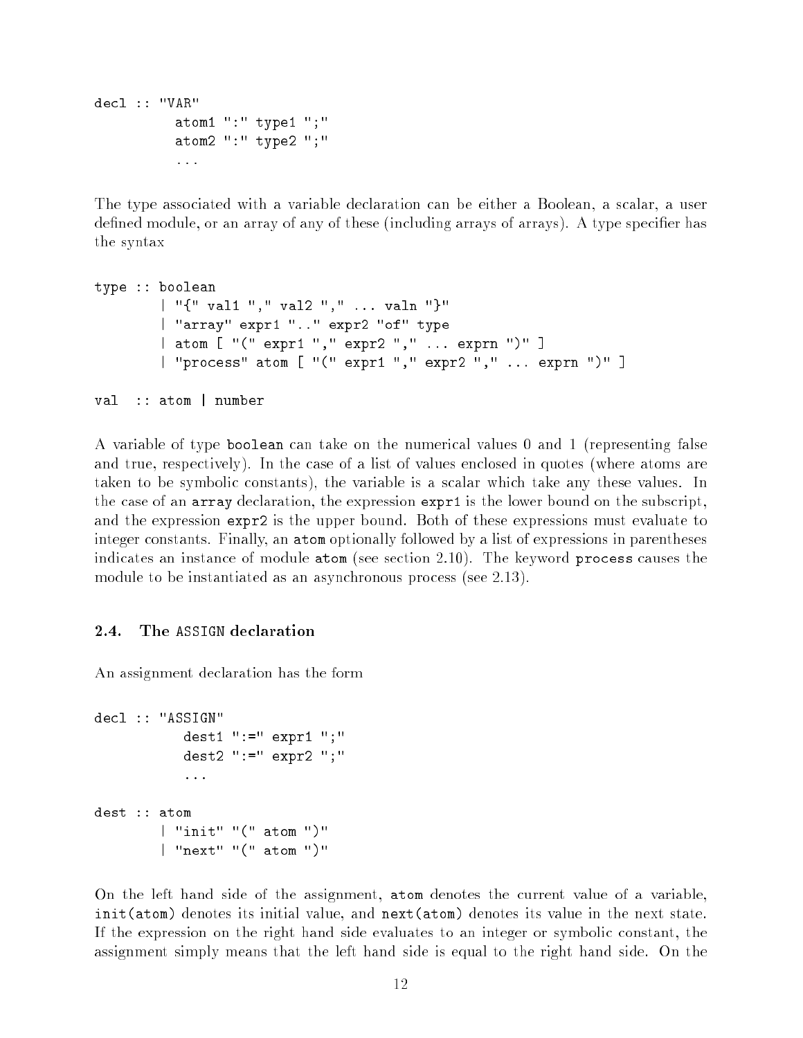```
decl :: "VAR"
          atom1 ":" type1 ";"
          atom2 ":" type2 ";"
          ...
```

The type associated with a variable declaration can be either a Boolean, a scalar, a user defined module, or an array of any of these (including arrays of arrays). A type specifier has the syntax

```
type :: boolean
        | "{" val1 "," val2 "," ... valn "}"
        | "array" expr1 ".." expr2 "of" type
        | atom [ "(" expr1 "," expr2 "," ... exprn ")" ]
        | "process" atom [ "(" expr1 "," expr2 "," ... exprn ")" ]

val  :: atom | number
```

A variable of type `boolean` can take on the numerical values 0 and 1 (representing false and true, respectively). In the case of a list of values enclosed in quotes (where atoms are taken to be symbolic constants), the variable is a scalar which take any these values. In the case of an `array` declaration, the expression `expr1` is the lower bound on the subscript, and the expression `expr2` is the upper bound. Both of these expressions must evaluate to integer constants. Finally, an `atom` optionally followed by a list of expressions in parentheses indicates an instance of module `atom` (see section 2.10). The keyword `process` causes the module to be instantiated as an asynchronous process (see 2.13).

### 2.4. The ASSIGN declaration

An assignment declaration has the form

```
decl :: "ASSIGN"
           dest1 ":=" expr1 ";"
           dest2 ":=" expr2 ";"
           ...

dest :: atom
        | "init" "(" atom ")"
        | "next" "(" atom ")"
```

On the left hand side of the assignment, `atom` denotes the current value of a variable, `init(atom)` denotes its initial value, and `next(atom)` denotes its value in the next state. If the expression on the right hand side evaluates to an integer or symbolic constant, the assignment simply means that the left hand side is equal to the right hand side. On the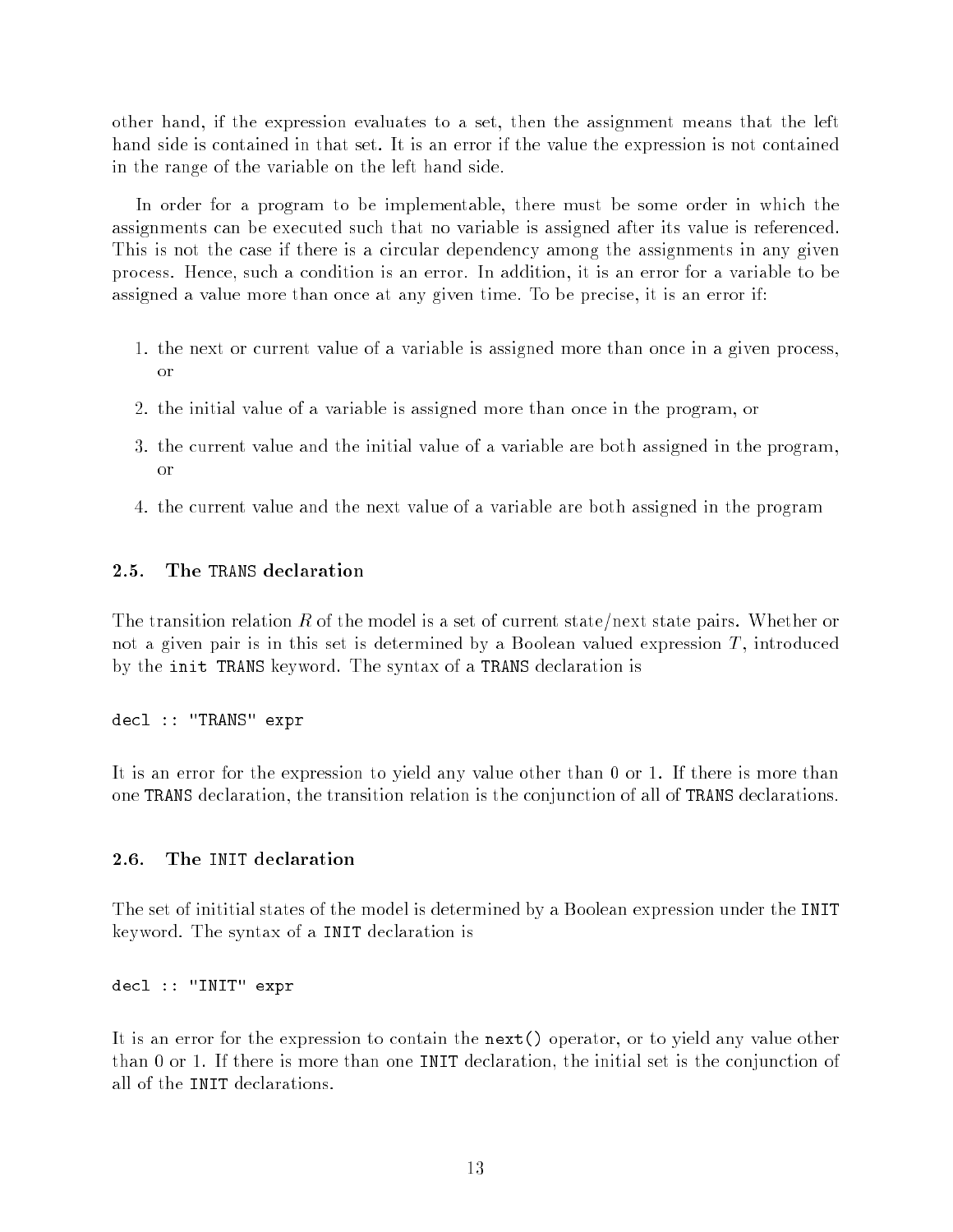other hand, if the expression evaluates to a set, then the assignment means that the left hand side is contained in that set. It is an error if the value the expression is not contained in the range of the variable on the left hand side.

In order for a program to be implementable, there must be some order in which the assignments can be executed such that no variable is assigned after its value is referenced. This is not the case if there is a circular dependency among the assignments in any given process. Hence, such a condition is an error. In addition, it is an error for a variable to be assigned a value more than once at any given time. To be precise, it is an error if:

1. the next or current value of a variable is assigned more than once in a given process, or
2. the initial value of a variable is assigned more than once in the program, or
3. the current value and the initial value of a variable are both assigned in the program, or
4. the current value and the next value of a variable are both assigned in the program

## 2.5. The `TRANS` declaration

The transition relation $R$ of the model is a set of current state/next state pairs. Whether or not a given pair is in this set is determined by a Boolean valued expression $T$, introduced by the `init TRANS` keyword. The syntax of a `TRANS` declaration is

```
decl :: "TRANS" expr
```

It is an error for the expression to yield any value other than 0 or 1. If there is more than one `TRANS` declaration, the transition relation is the conjunction of all of `TRANS` declarations.

## 2.6. The `INIT` declaration

The set of inititial states of the model is determined by a Boolean expression under the `INIT` keyword. The syntax of a `INIT` declaration is

```
decl :: "INIT" expr
```

It is an error for the expression to contain the `next()` operator, or to yield any value other than 0 or 1. If there is more than one `INIT` declaration, the initial set is the conjunction of all of the `INIT` declarations.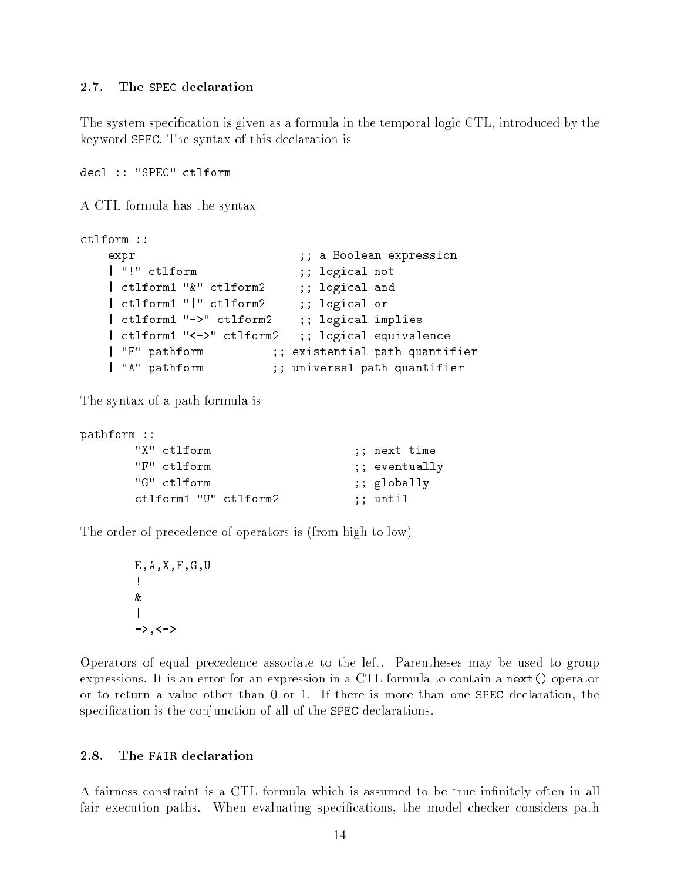### 2.7. The SPEC declaration

The system specification is given as a formula in the temporal logic CTL, introduced by the keyword SPEC. The syntax of this declaration is

```
decl :: "SPEC" ctlform
```

A CTL formula has the syntax

```
ctlform ::
    expr                         ;; a Boolean expression
    | "!" ctlform                ;; logical not
    | ctlform1 "&" ctlform2      ;; logical and
    | ctlform1 "|" ctlform2      ;; logical or
    | ctlform1 "->" ctlform2     ;; logical implies
    | ctlform1 "<->" ctlform2    ;; logical equivalence
    | "E" pathform          ;; existential path quantifier
    | "A" pathform          ;; universal path quantifier
```

The syntax of a path formula is

```
pathform ::
        "X" ctlform                    ;; next time
        "F" ctlform                    ;; eventually
        "G" ctlform                    ;; globally
        ctlform1 "U" ctlform2          ;; until
```

The order of precedence of operators is (from high to low)

```
        E,A,X,F,G,U
        !
        &
        |
        ->,<->
```

Operators of equal precedence associate to the left. Parentheses may be used to group expressions. It is an error for an expression in a CTL formula to contain a `next()` operator or to return a value other than 0 or 1. If there is more than one SPEC declaration, the specification is the conjunction of all of the SPEC declarations.

### 2.8. The FAIR declaration

A fairness constraint is a CTL formula which is assumed to be true infinitely often in all fair execution paths. When evaluating specifications, the model checker considers path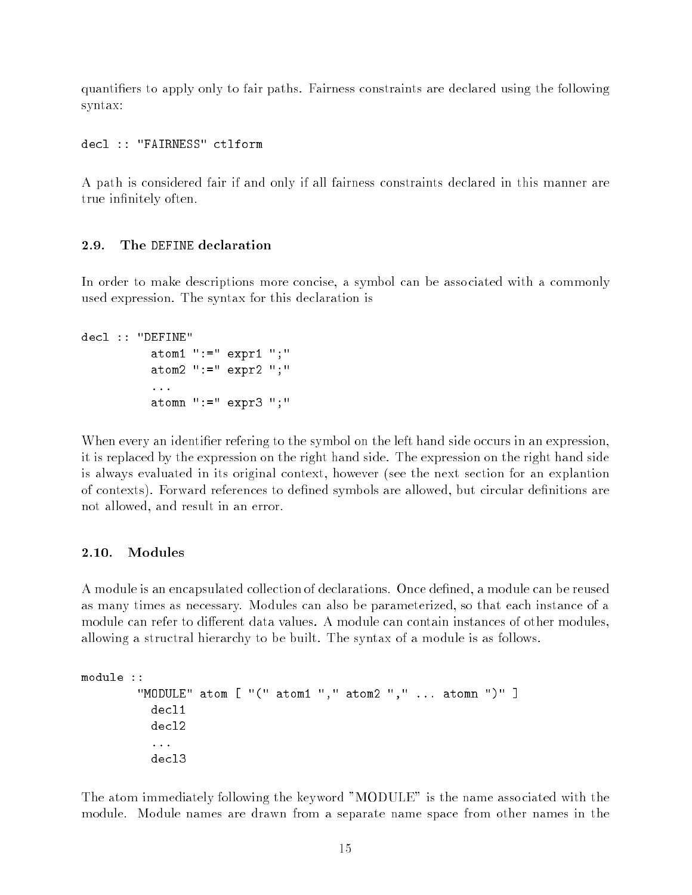quantifiers to apply only to fair paths. Fairness constraints are declared using the following syntax:

```
decl :: "FAIRNESS" ctlform
```

A path is considered fair if and only if all fairness constraints declared in this manner are true infinitely often.

## 2.9. The DEFINE declaration

In order to make descriptions more concise, a symbol can be associated with a commonly used expression. The syntax for this declaration is

```
decl :: "DEFINE"
          atom1 ":=" expr1 ";"
          atom2 ":=" expr2 ";"
          ...
          atomn ":=" expr3 ";"
```

When every an identifier refering to the symbol on the left hand side occurs in an expression, it is replaced by the expression on the right hand side. The expression on the right hand side is always evaluated in its original context, however (see the next section for an explantion of contexts). Forward references to defined symbols are allowed, but circular definitions are not allowed, and result in an error.

## 2.10. Modules

A module is an encapsulated collection of declarations. Once defined, a module can be reused as many times as necessary. Modules can also be parameterized, so that each instance of a module can refer to different data values. A module can contain instances of other modules, allowing a structral hierarchy to be built. The syntax of a module is as follows.

```
module ::
        "MODULE" atom [ "(" atom1 "," atom2 "," ... atomn ")" ]
          decl1
          decl2
          ...
          decl3
```

The atom immediately following the keyword "MODULE" is the name associated with the module. Module names are drawn from a separate name space from other names in the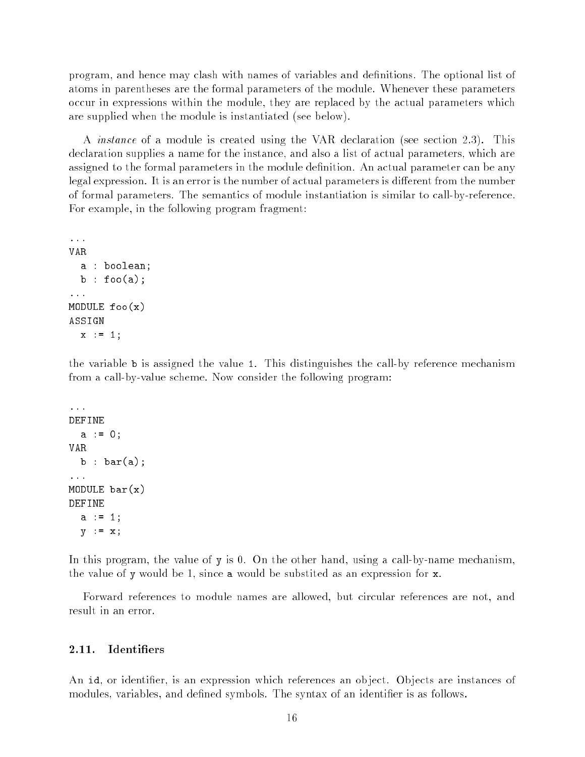program, and hence may clash with names of variables and definitions. The optional list of atoms in parentheses are the formal parameters of the module. Whenever these parameters occur in expressions within the module, they are replaced by the actual parameters which are supplied when the module is instantiated (see below).

A *instance* of a module is created using the VAR declaration (see section 2.3). This declaration supplies a name for the instance, and also a list of actual parameters, which are assigned to the formal parameters in the module definition. An actual parameter can be any legal expression. It is an error is the number of actual parameters is different from the number of formal parameters. The semantics of module instantiation is similar to call-by-reference. For example, in the following program fragment:

```
...
VAR
  a : boolean;
  b : foo(a);
...
MODULE foo(x)
ASSIGN
  x := 1;
```

the variable `b` is assigned the value `1`. This distinguishes the call-by reference mechanism from a call-by-value scheme. Now consider the following program:

```
...
DEFINE
  a := 0;
VAR
  b : bar(a);
...
MODULE bar(x)
DEFINE
  a := 1;
  y := x;
```

In this program, the value of `y` is 0. On the other hand, using a call-by-name mechanism, the value of `y` would be 1, since `a` would be substited as an expression for `x`.

Forward references to module names are allowed, but circular references are not, and result in an error.

## 2.11. Identifiers

An `id`, or identifier, is an expression which references an object. Objects are instances of modules, variables, and defined symbols. The syntax of an identifier is as follows.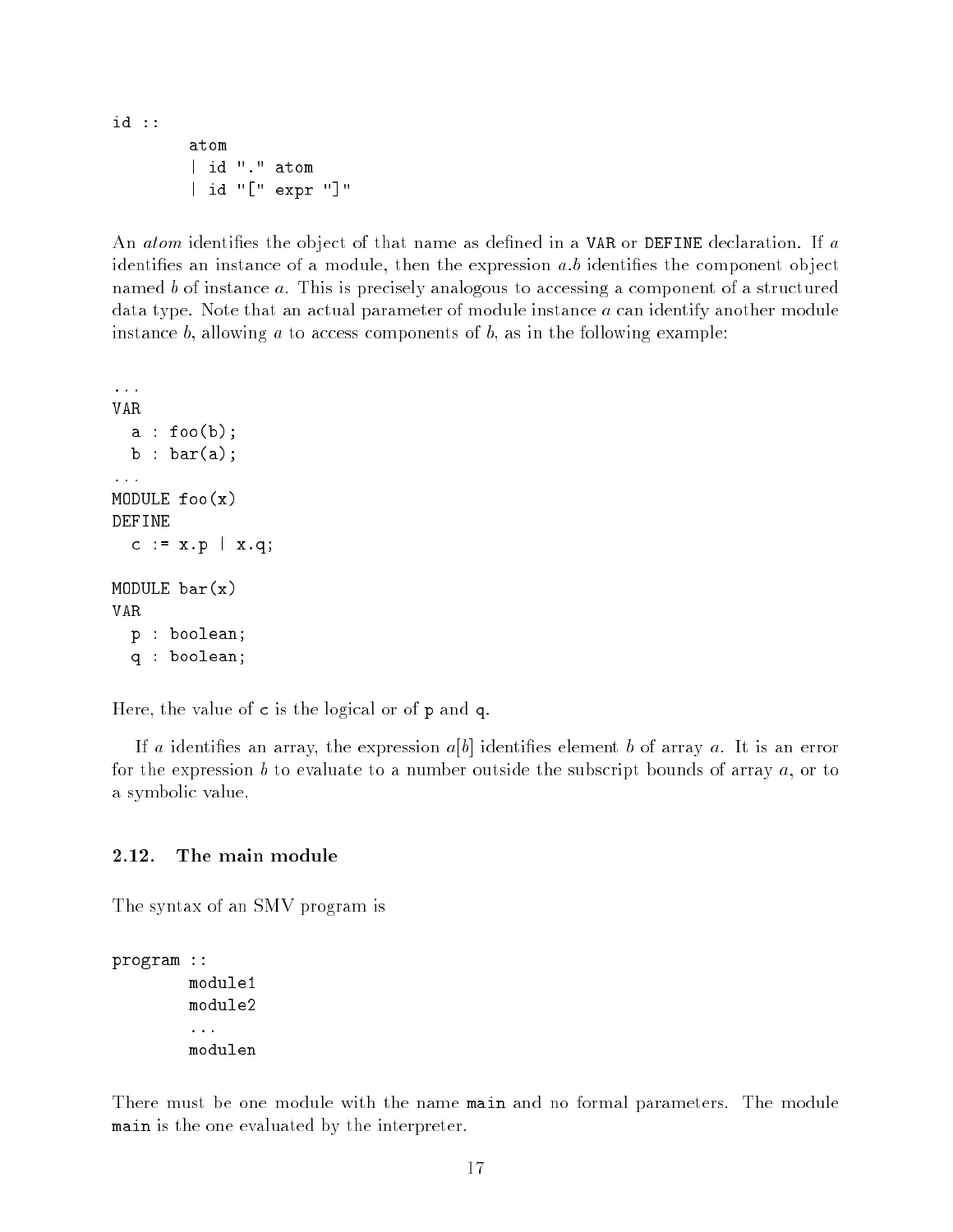```
id ::
        atom
        | id "." atom
        | id "[" expr "]"
```

An *atom* identifies the object of that name as defined in a VAR or DEFINE declaration. If $a$ identifies an instance of a module, then the expression $a.b$ identifies the component object named $b$ of instance $a$. This is precisely analogous to accessing a component of a structured data type. Note that an actual parameter of module instance $a$ can identify another module instance $b$, allowing $a$ to access components of $b$, as in the following example:

```
...
VAR
  a : foo(b);
  b : bar(a);
...
MODULE foo(x)
DEFINE
  c := x.p | x.q;

MODULE bar(x)
VAR
  p : boolean;
  q : boolean;
```

Here, the value of c is the logical or of p and q.

If $a$ identifies an array, the expression $a[b]$ identifies element $b$ of array $a$. It is an error for the expression $b$ to evaluate to a number outside the subscript bounds of array $a$, or to a symbolic value.

### 2.12. The main module

The syntax of an SMV program is

```
program ::
        module1
        module2
        ...
        modulen
```

There must be one module with the name main and no formal parameters. The module main is the one evaluated by the interpreter.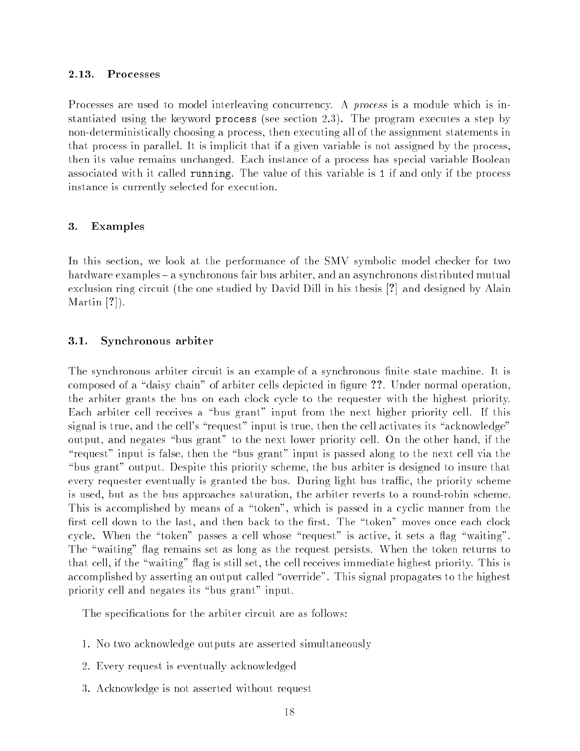### 2.13. Processes

Processes are used to model interleaving concurrency. A *process* is a module which is instantiated using the keyword `process` (see section 2.3). The program executes a step by non-deterministically choosing a process, then executing all of the assignment statements in that process in parallel. It is implicit that if a given variable is not assigned by the process, then its value remains unchanged. Each instance of a process has special variable Boolean associated with it called `running`. The value of this variable is `1` if and only if the process instance is currently selected for execution.

## 3. Examples

In this section, we look at the performance of the SMV symbolic model checker for two hardware examples – a synchronous fair bus arbiter, and an asynchronous distributed mutual exclusion ring circuit (the one studied by David Dill in his thesis [?] and designed by Alain Martin [?]).

### 3.1. Synchronous arbiter

The synchronous arbiter circuit is an example of a synchronous finite state machine. It is composed of a "daisy chain" of arbiter cells depicted in figure ??. Under normal operation, the arbiter grants the bus on each clock cycle to the requester with the highest priority. Each arbiter cell receives a "bus grant" input from the next higher priority cell. If this signal is true, and the cell's "request" input is true, then the cell activates its "acknowledge" output, and negates "bus grant" to the next lower priority cell. On the other hand, if the "request" input is false, then the "bus grant" input is passed along to the next cell via the "bus grant" output. Despite this priority scheme, the bus arbiter is designed to insure that every requester eventually is granted the bus. During light bus traffic, the priority scheme is used, but as the bus approaches saturation, the arbiter reverts to a round-robin scheme. This is accomplished by means of a "token", which is passed in a cyclic manner from the first cell down to the last, and then back to the first. The "token" moves once each clock cycle. When the "token" passes a cell whose "request" is active, it sets a flag "waiting". The "waiting" flag remains set as long as the request persists. When the token returns to that cell, if the "waiting" flag is still set, the cell receives immediate highest priority. This is accomplished by asserting an output called "override". This signal propagates to the highest priority cell and negates its "bus grant" input.

The specifications for the arbiter circuit are as follows:

1. No two acknowledge outputs are asserted simultaneously
2. Every request is eventually acknowledged
3. Acknowledge is not asserted without request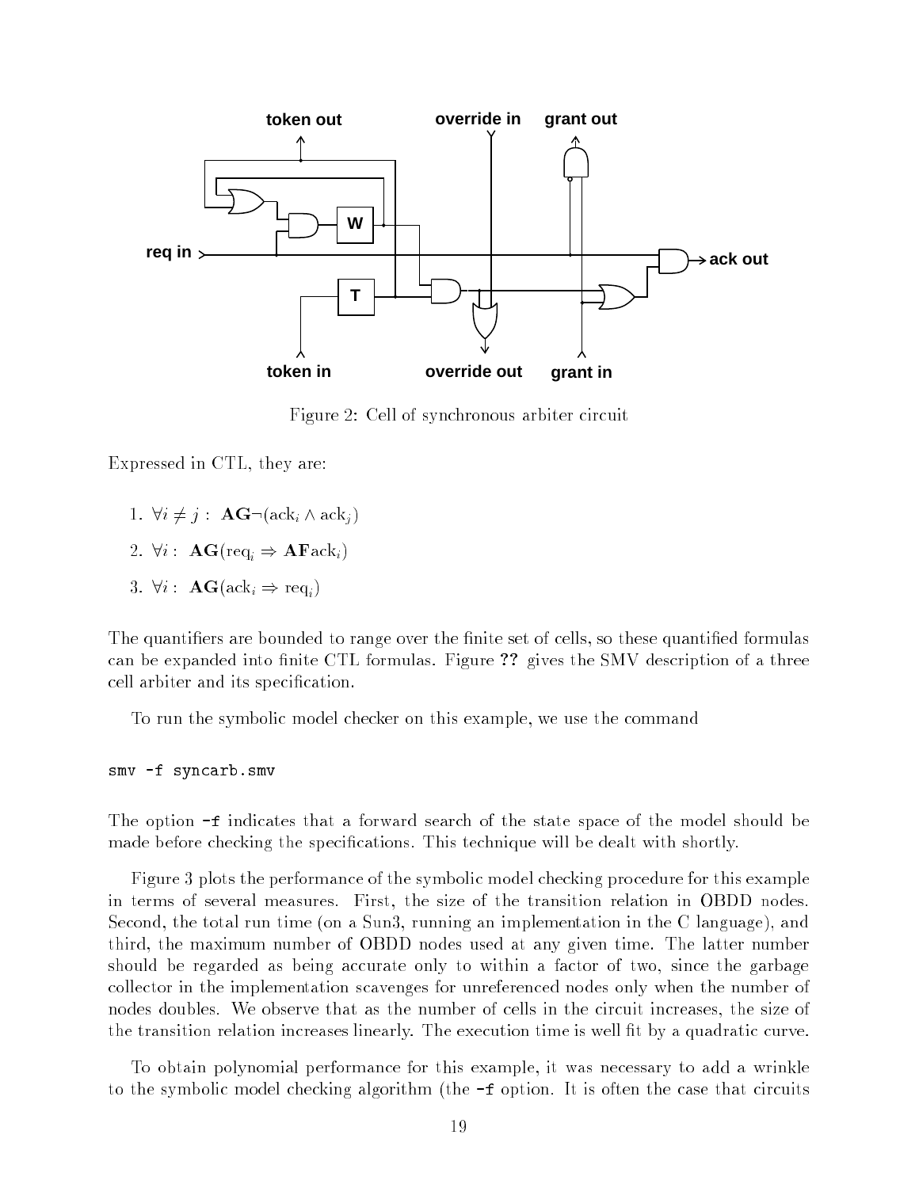Figure 2: Cell of synchronous arbiter circuit

Expressed in CTL, they are:

1. $\forall i \neq j :\ \mathbf{AG}\neg(\mathrm{ack}_i \wedge \mathrm{ack}_j)$
2. $\forall i :\ \mathbf{AG}(\mathrm{req}_i \Rightarrow \mathbf{AF}\mathrm{ack}_i)$
3. $\forall i :\ \mathbf{AG}(\mathrm{ack}_i \Rightarrow \mathrm{req}_i)$

The quantifiers are bounded to range over the finite set of cells, so these quantified formulas can be expanded into finite CTL formulas. Figure **??** gives the SMV description of a three cell arbiter and its specification.

To run the symbolic model checker on this example, we use the command

```
smv -f syncarb.smv
```

The option `-f` indicates that a forward search of the state space of the model should be made before checking the specifications. This technique will be dealt with shortly.

Figure 3 plots the performance of the symbolic model checking procedure for this example in terms of several measures. First, the size of the transition relation in OBDD nodes. Second, the total run time (on a Sun3, running an implementation in the C language), and third, the maximum number of OBDD nodes used at any given time. The latter number should be regarded as being accurate only to within a factor of two, since the garbage collector in the implementation scavenges for unreferenced nodes only when the number of nodes doubles. We observe that as the number of cells in the circuit increases, the size of the transition relation increases linearly. The execution time is well fit by a quadratic curve.

To obtain polynomial performance for this example, it was necessary to add a wrinkle to the symbolic model checking algorithm (the `-f` option. It is often the case that circuits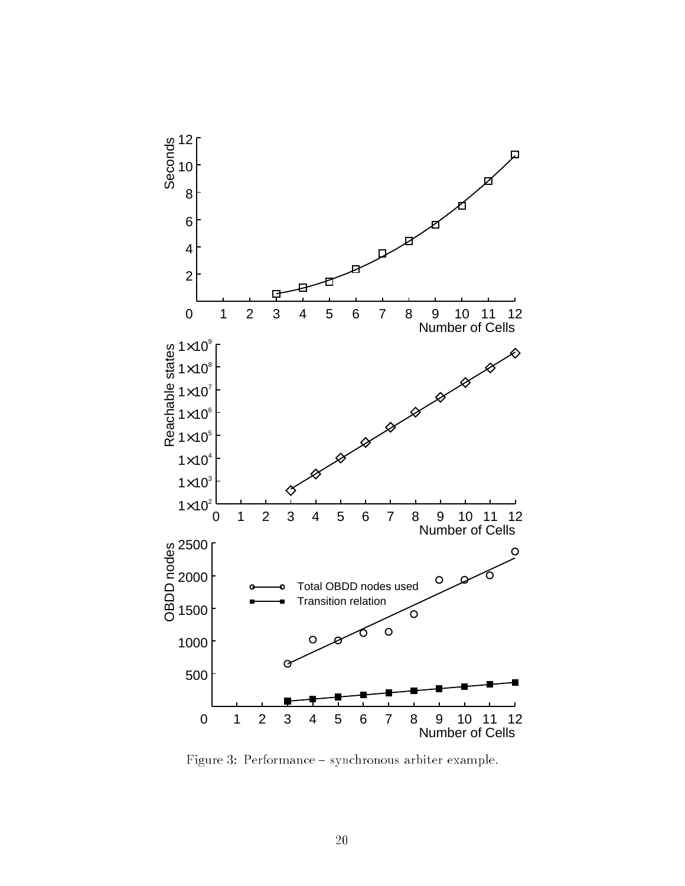Figure 3: Performance – synchronous arbiter example.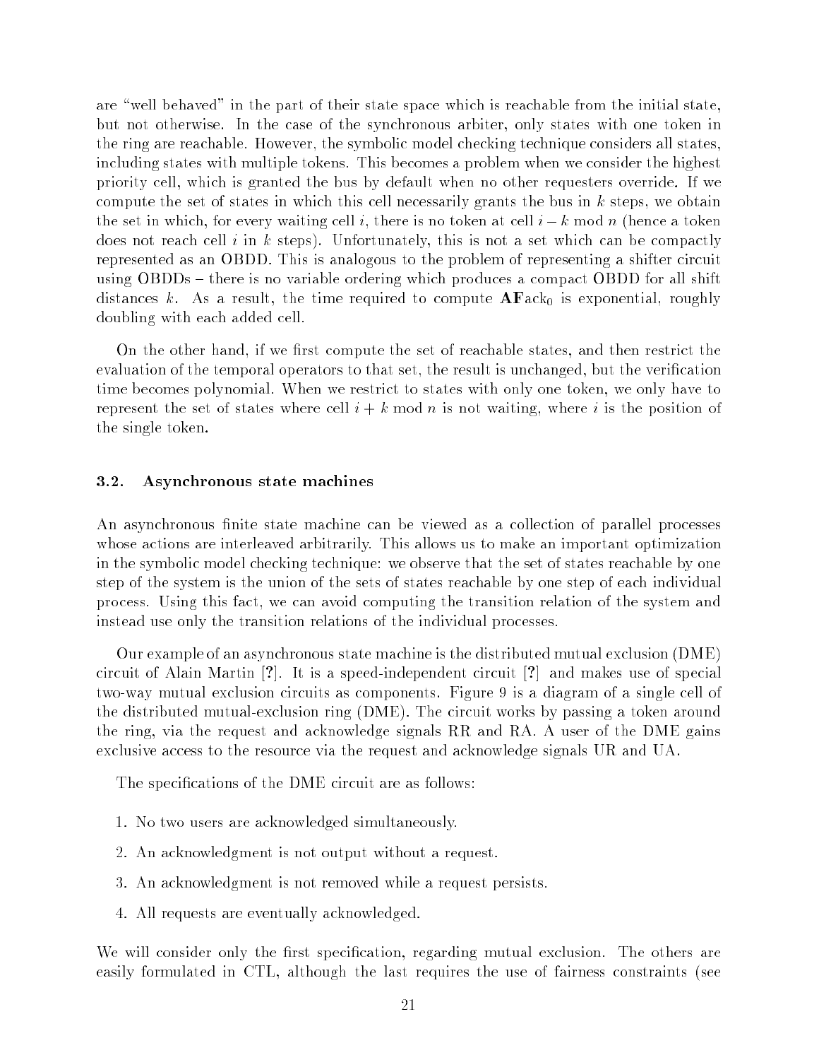are "well behaved" in the part of their state space which is reachable from the initial state, but not otherwise. In the case of the synchronous arbiter, only states with one token in the ring are reachable. However, the symbolic model checking technique considers all states, including states with multiple tokens. This becomes a problem when we consider the highest priority cell, which is granted the bus by default when no other requesters override. If we compute the set of states in which this cell necessarily grants the bus in $k$ steps, we obtain the set in which, for every waiting cell $i$, there is no token at cell $i - k \bmod n$ (hence a token does not reach cell $i$ in $k$ steps). Unfortunately, this is not a set which can be compactly represented as an OBDD. This is analogous to the problem of representing a shifter circuit using OBDDs – there is no variable ordering which produces a compact OBDD for all shift distances $k$. As a result, the time required to compute $\mathbf{AF}\text{ack}_0$ is exponential, roughly doubling with each added cell.

On the other hand, if we first compute the set of reachable states, and then restrict the evaluation of the temporal operators to that set, the result is unchanged, but the verification time becomes polynomial. When we restrict to states with only one token, we only have to represent the set of states where cell $i + k \bmod n$ is not waiting, where $i$ is the position of the single token.

### 3.2. Asynchronous state machines

An asynchronous finite state machine can be viewed as a collection of parallel processes whose actions are interleaved arbitrarily. This allows us to make an important optimization in the symbolic model checking technique: we observe that the set of states reachable by one step of the system is the union of the sets of states reachable by one step of each individual process. Using this fact, we can avoid computing the transition relation of the system and instead use only the transition relations of the individual processes.

Our example of an asynchronous state machine is the distributed mutual exclusion (DME) circuit of Alain Martin [?]. It is a speed-independent circuit [?] and makes use of special two-way mutual exclusion circuits as components. Figure 9 is a diagram of a single cell of the distributed mutual-exclusion ring (DME). The circuit works by passing a token around the ring, via the request and acknowledge signals RR and RA. A user of the DME gains exclusive access to the resource via the request and acknowledge signals UR and UA.

The specifications of the DME circuit are as follows:

1. No two users are acknowledged simultaneously.
2. An acknowledgment is not output without a request.
3. An acknowledgment is not removed while a request persists.
4. All requests are eventually acknowledged.

We will consider only the first specification, regarding mutual exclusion. The others are easily formulated in CTL, although the last requires the use of fairness constraints (see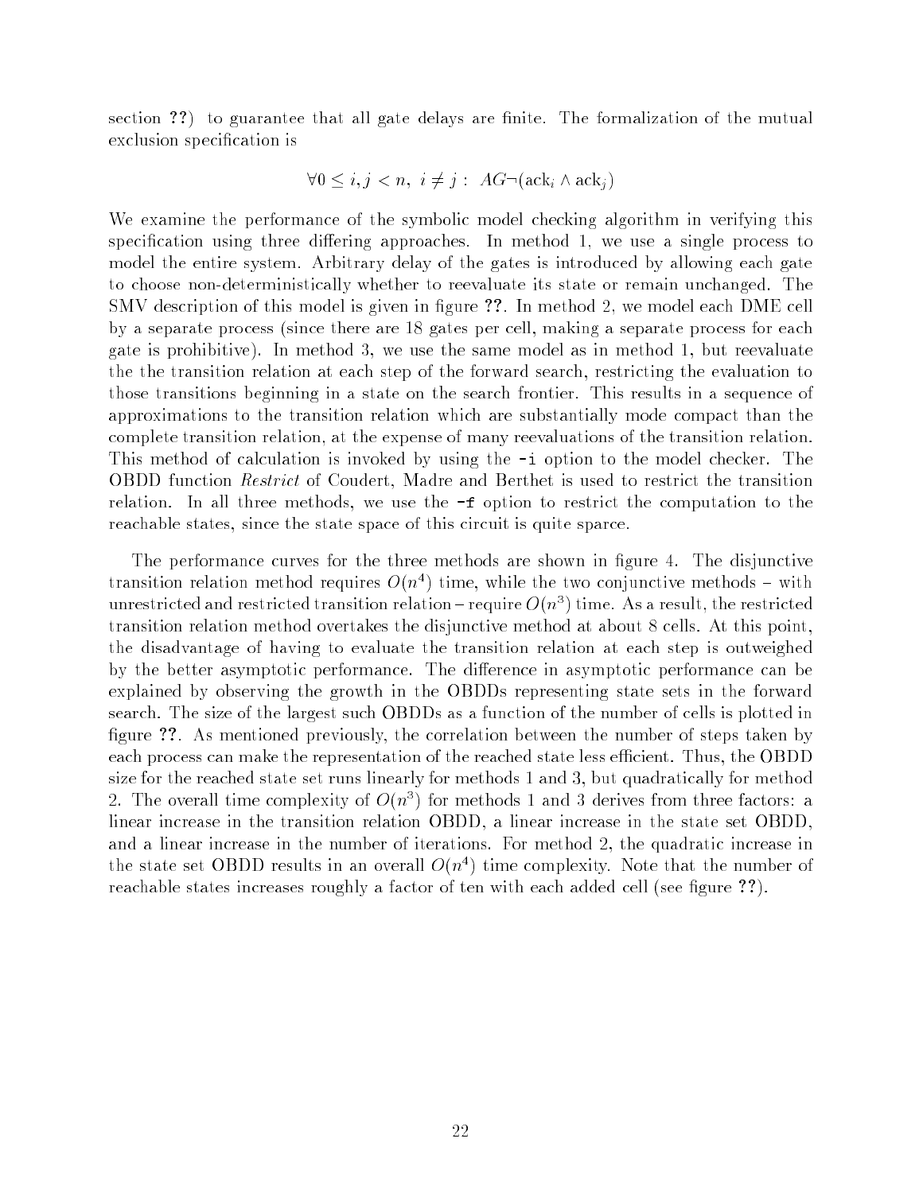section ??) to guarantee that all gate delays are finite. The formalization of the mutual exclusion specification is

$$\forall 0 \le i, j < n,\ i \ne j :\ AG\neg(\text{ack}_i \wedge \text{ack}_j)$$

We examine the performance of the symbolic model checking algorithm in verifying this specification using three differing approaches. In method 1, we use a single process to model the entire system. Arbitrary delay of the gates is introduced by allowing each gate to choose non-deterministically whether to reevaluate its state or remain unchanged. The SMV description of this model is given in figure ??. In method 2, we model each DME cell by a separate process (since there are 18 gates per cell, making a separate process for each gate is prohibitive). In method 3, we use the same model as in method 1, but reevaluate the the transition relation at each step of the forward search, restricting the evaluation to those transitions beginning in a state on the search frontier. This results in a sequence of approximations to the transition relation which are substantially mode compact than the complete transition relation, at the expense of many reevaluations of the transition relation. This method of calculation is invoked by using the `-i` option to the model checker. The OBDD function *Restrict* of Coudert, Madre and Berthet is used to restrict the transition relation. In all three methods, we use the `-f` option to restrict the computation to the reachable states, since the state space of this circuit is quite sparce.

The performance curves for the three methods are shown in figure 4. The disjunctive transition relation method requires $O(n^4)$ time, while the two conjunctive methods – with unrestricted and restricted transition relation – require $O(n^3)$ time. As a result, the restricted transition relation method overtakes the disjunctive method at about 8 cells. At this point, the disadvantage of having to evaluate the transition relation at each step is outweighed by the better asymptotic performance. The difference in asymptotic performance can be explained by observing the growth in the OBDDs representing state sets in the forward search. The size of the largest such OBDDs as a function of the number of cells is plotted in figure ??. As mentioned previously, the correlation between the number of steps taken by each process can make the representation of the reached state less efficient. Thus, the OBDD size for the reached state set runs linearly for methods 1 and 3, but quadratically for method 2. The overall time complexity of $O(n^3)$ for methods 1 and 3 derives from three factors: a linear increase in the transition relation OBDD, a linear increase in the state set OBDD, and a linear increase in the number of iterations. For method 2, the quadratic increase in the state set OBDD results in an overall $O(n^4)$ time complexity. Note that the number of reachable states increases roughly a factor of ten with each added cell (see figure ??).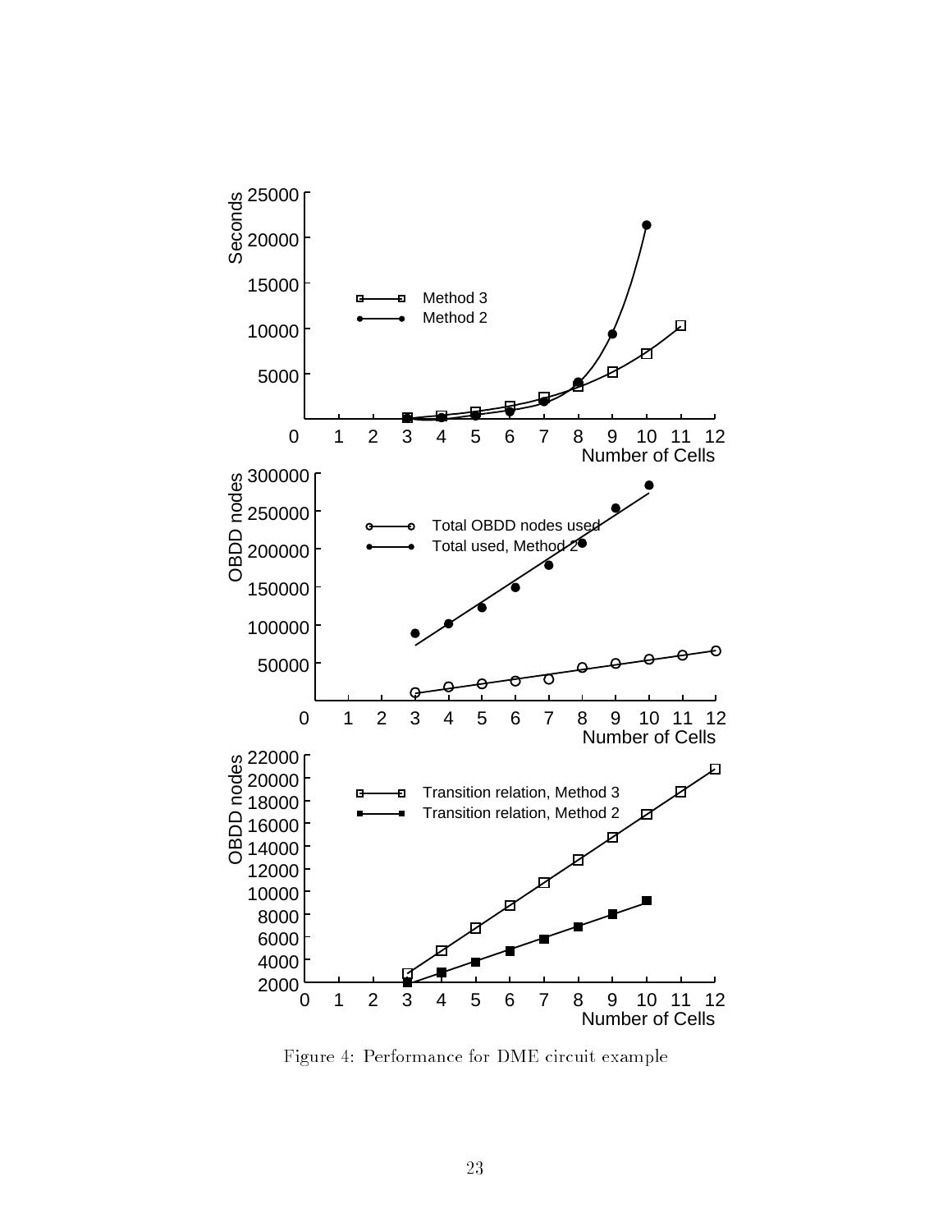Figure 4: Performance for DME circuit example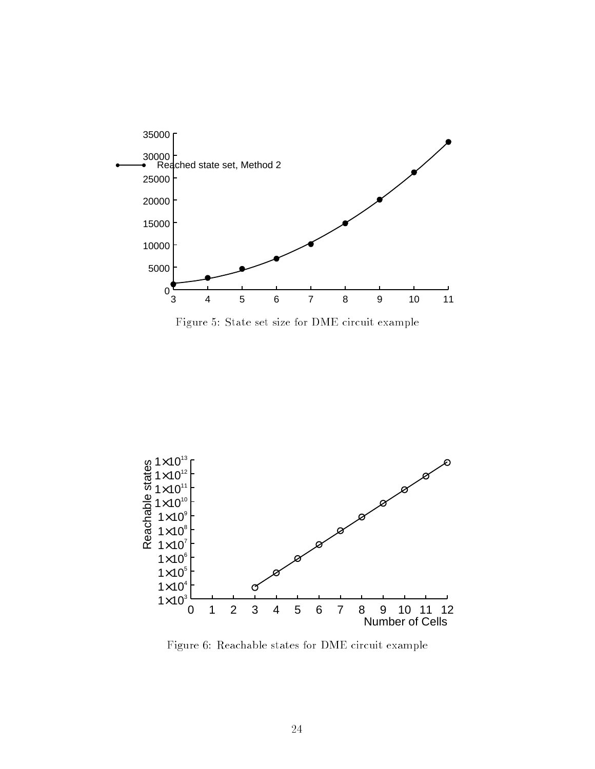35000

30000

Reached state set, Method 2

25000

20000

15000

10000

5000

0

3 4 5 6 7 8 9 10 11

Figure 5: State set size for DME circuit example

Reachable states

$1\times10^{13}$

$1\times10^{12}$

$1\times10^{11}$

$1\times10^{10}$

$1\times10^{9}$

$1\times10^{8}$

$1\times10^{7}$

$1\times10^{6}$

$1\times10^{5}$

$1\times10^{4}$

$1\times10^{3}$

0 1 2 3 4 5 6 7 8 9 10 11 12

Number of Cells

Figure 6: Reachable states for DME circuit example